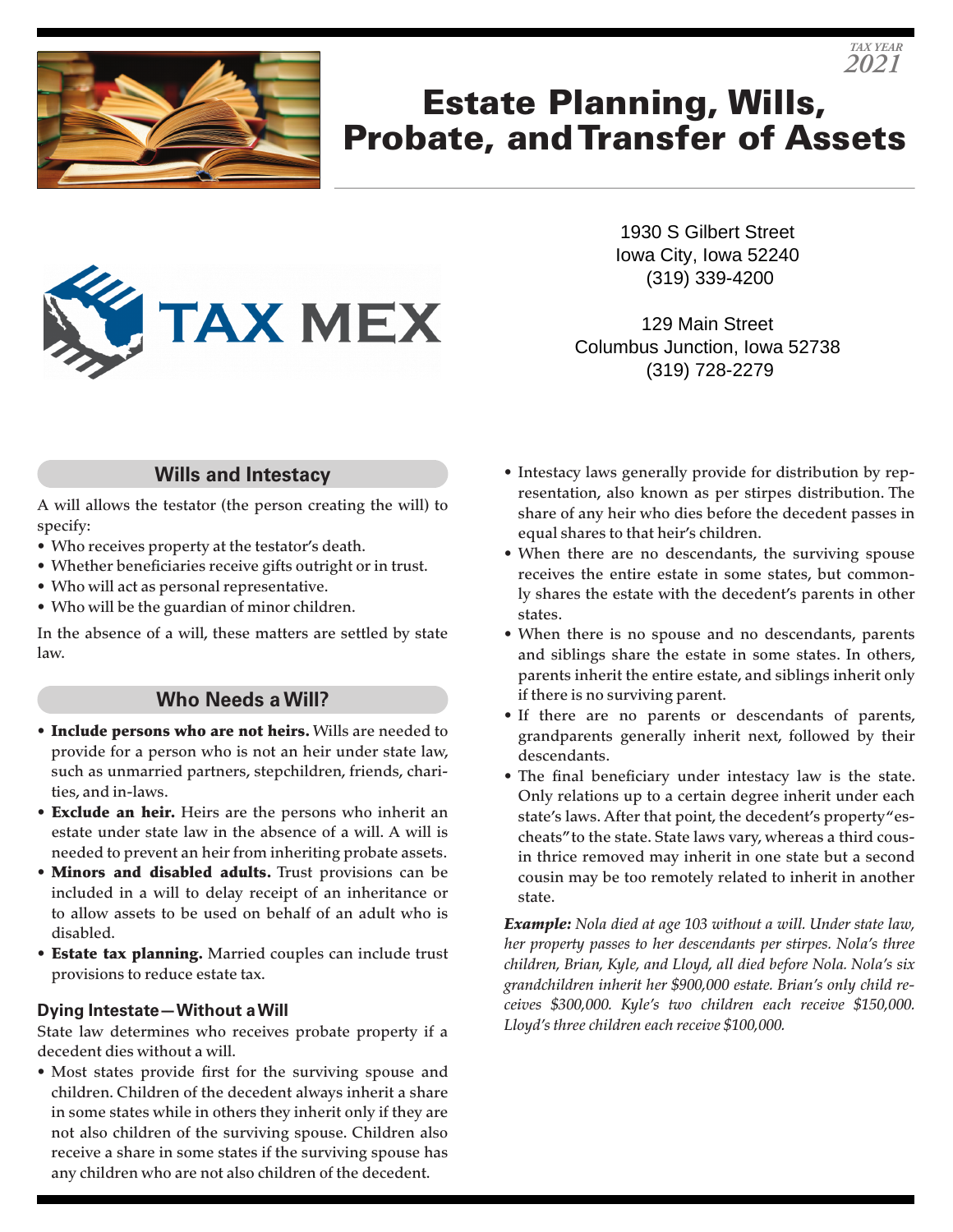TAX YEAR 2021

# Estate Planning, Wills, Probate, and Transfer of Assets

TAX MEX

1930 S Gilbert Street
Iowa City, Iowa 52240
(319) 339-4200

129 Main Street
Columbus Junction, Iowa 52738
(319) 728-2279

## Wills and Intestacy

A will allows the testator (the person creating the will) to specify:

- Who receives property at the testator's death.
- Whether beneficiaries receive gifts outright or in trust.
- Who will act as personal representative.
- Who will be the guardian of minor children.

In the absence of a will, these matters are settled by state law.

## Who Needs a Will?

- **Include persons who are not heirs.** Wills are needed to provide for a person who is not an heir under state law, such as unmarried partners, stepchildren, friends, charities, and in-laws.
- **Exclude an heir.** Heirs are the persons who inherit an estate under state law in the absence of a will. A will is needed to prevent an heir from inheriting probate assets.
- **Minors and disabled adults.** Trust provisions can be included in a will to delay receipt of an inheritance or to allow assets to be used on behalf of an adult who is disabled.
- **Estate tax planning.** Married couples can include trust provisions to reduce estate tax.

### Dying Intestate—Without a Will

State law determines who receives probate property if a decedent dies without a will.

- Most states provide first for the surviving spouse and children. Children of the decedent always inherit a share in some states while in others they inherit only if they are not also children of the surviving spouse. Children also receive a share in some states if the surviving spouse has any children who are not also children of the decedent.
- Intestacy laws generally provide for distribution by representation, also known as per stirpes distribution. The share of any heir who dies before the decedent passes in equal shares to that heir's children.
- When there are no descendants, the surviving spouse receives the entire estate in some states, but commonly shares the estate with the decedent's parents in other states.
- When there is no spouse and no descendants, parents and siblings share the estate in some states. In others, parents inherit the entire estate, and siblings inherit only if there is no surviving parent.
- If there are no parents or descendants of parents, grandparents generally inherit next, followed by their descendants.
- The final beneficiary under intestacy law is the state. Only relations up to a certain degree inherit under each state's laws. After that point, the decedent's property "escheats" to the state. State laws vary, whereas a third cousin thrice removed may inherit in one state but a second cousin may be too remotely related to inherit in another state.

***Example:*** *Nola died at age 103 without a will. Under state law, her property passes to her descendants per stirpes. Nola's three children, Brian, Kyle, and Lloyd, all died before Nola. Nola's six grandchildren inherit her $900,000 estate. Brian's only child receives $300,000. Kyle's two children each receive $150,000. Lloyd's three children each receive $100,000.*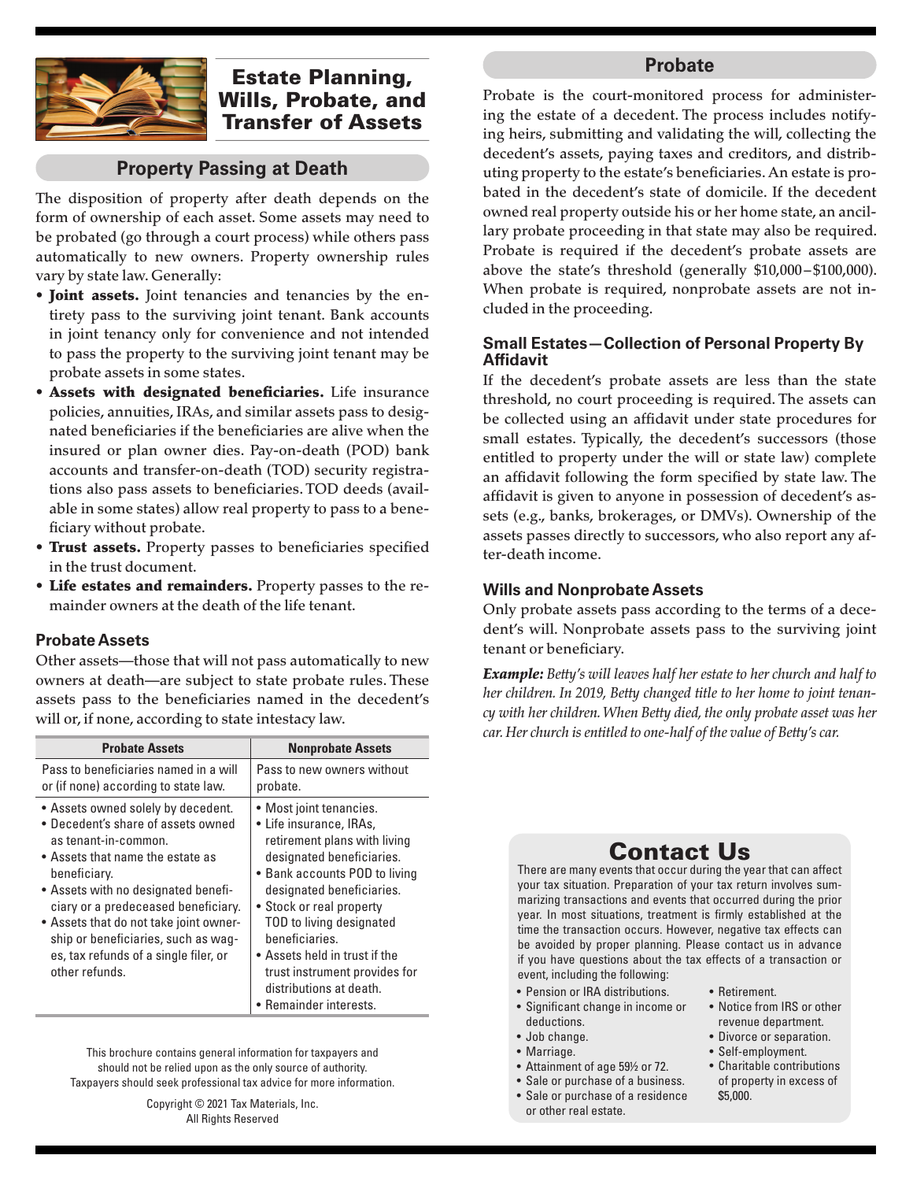# Estate Planning, Wills, Probate, and Transfer of Assets

## Property Passing at Death

The disposition of property after death depends on the form of ownership of each asset. Some assets may need to be probated (go through a court process) while others pass automatically to new owners. Property ownership rules vary by state law. Generally:

- **Joint assets.** Joint tenancies and tenancies by the entirety pass to the surviving joint tenant. Bank accounts in joint tenancy only for convenience and not intended to pass the property to the surviving joint tenant may be probate assets in some states.
- **Assets with designated beneficiaries.** Life insurance policies, annuities, IRAs, and similar assets pass to designated beneficiaries if the beneficiaries are alive when the insured or plan owner dies. Pay-on-death (POD) bank accounts and transfer-on-death (TOD) security registrations also pass assets to beneficiaries. TOD deeds (available in some states) allow real property to pass to a beneficiary without probate.
- **Trust assets.** Property passes to beneficiaries specified in the trust document.
- **Life estates and remainders.** Property passes to the remainder owners at the death of the life tenant.

### Probate Assets

Other assets—those that will not pass automatically to new owners at death—are subject to state probate rules. These assets pass to the beneficiaries named in the decedent's will or, if none, according to state intestacy law.

| Probate Assets | Nonprobate Assets |
|---|---|
| Pass to beneficiaries named in a will or (if none) according to state law. | Pass to new owners without probate. |
| • Assets owned solely by decedent.<br>• Decedent's share of assets owned as tenant-in-common.<br>• Assets that name the estate as beneficiary.<br>• Assets with no designated beneficiary or a predeceased beneficiary.<br>• Assets that do not take joint ownership or beneficiaries, such as wages, tax refunds of a single filer, or other refunds. | • Most joint tenancies.<br>• Life insurance, IRAs, retirement plans with living designated beneficiaries.<br>• Bank accounts POD to living designated beneficiaries.<br>• Stock or real property TOD to living designated beneficiaries.<br>• Assets held in trust if the trust instrument provides for distributions at death.<br>• Remainder interests. |

This brochure contains general information for taxpayers and should not be relied upon as the only source of authority. Taxpayers should seek professional tax advice for more information.

Copyright © 2021 Tax Materials, Inc. All Rights Reserved

## Probate

Probate is the court-monitored process for administering the estate of a decedent. The process includes notifying heirs, submitting and validating the will, collecting the decedent's assets, paying taxes and creditors, and distributing property to the estate's beneficiaries. An estate is probated in the decedent's state of domicile. If the decedent owned real property outside his or her home state, an ancillary probate proceeding in that state may also be required. Probate is required if the decedent's probate assets are above the state's threshold (generally $10,000–$100,000). When probate is required, nonprobate assets are not included in the proceeding.

### Small Estates—Collection of Personal Property By Affidavit

If the decedent's probate assets are less than the state threshold, no court proceeding is required. The assets can be collected using an affidavit under state procedures for small estates. Typically, the decedent's successors (those entitled to property under the will or state law) complete an affidavit following the form specified by state law. The affidavit is given to anyone in possession of decedent's assets (e.g., banks, brokerages, or DMVs). Ownership of the assets passes directly to successors, who also report any after-death income.

### Wills and Nonprobate Assets

Only probate assets pass according to the terms of a decedent's will. Nonprobate assets pass to the surviving joint tenant or beneficiary.

***Example:*** *Betty's will leaves half her estate to her church and half to her children. In 2019, Betty changed title to her home to joint tenancy with her children. When Betty died, the only probate asset was her car. Her church is entitled to one-half of the value of Betty's car.*

## Contact Us

There are many events that occur during the year that can affect your tax situation. Preparation of your tax return involves summarizing transactions and events that occurred during the prior year. In most situations, treatment is firmly established at the time the transaction occurs. However, negative tax effects can be avoided by proper planning. Please contact us in advance if you have questions about the tax effects of a transaction or event, including the following:

- Pension or IRA distributions.
- Significant change in income or deductions.
- Job change.
- Marriage.
- Attainment of age 59½ or 72.
- Sale or purchase of a business.
- Sale or purchase of a residence or other real estate.
- Retirement.
- Notice from IRS or other revenue department.
- Divorce or separation.
- Self-employment.
- Charitable contributions of property in excess of $5,000.